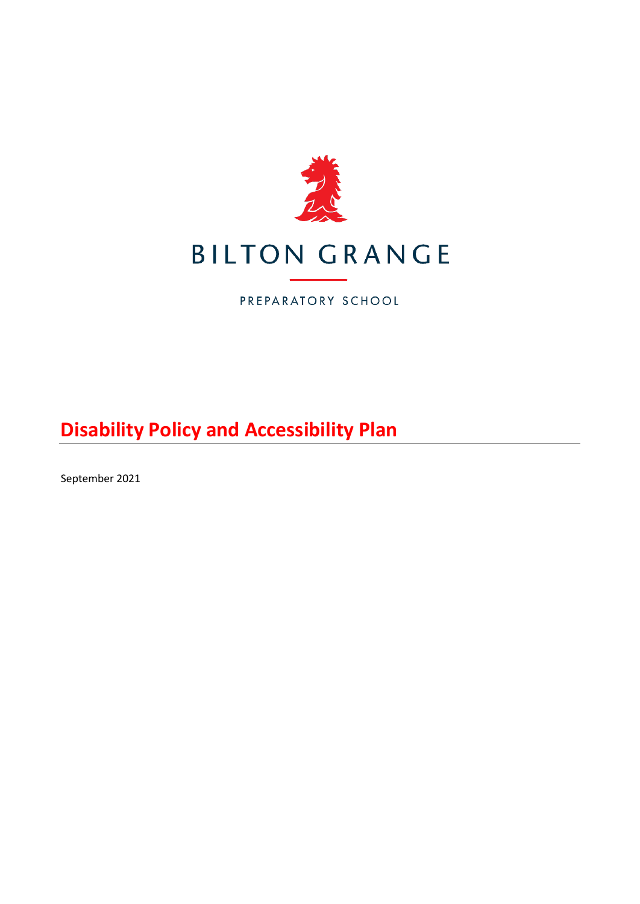BILTON GRANGE

PREPARATORY SCHOOL

# Disability Policy and Accessibility Plan

September 2021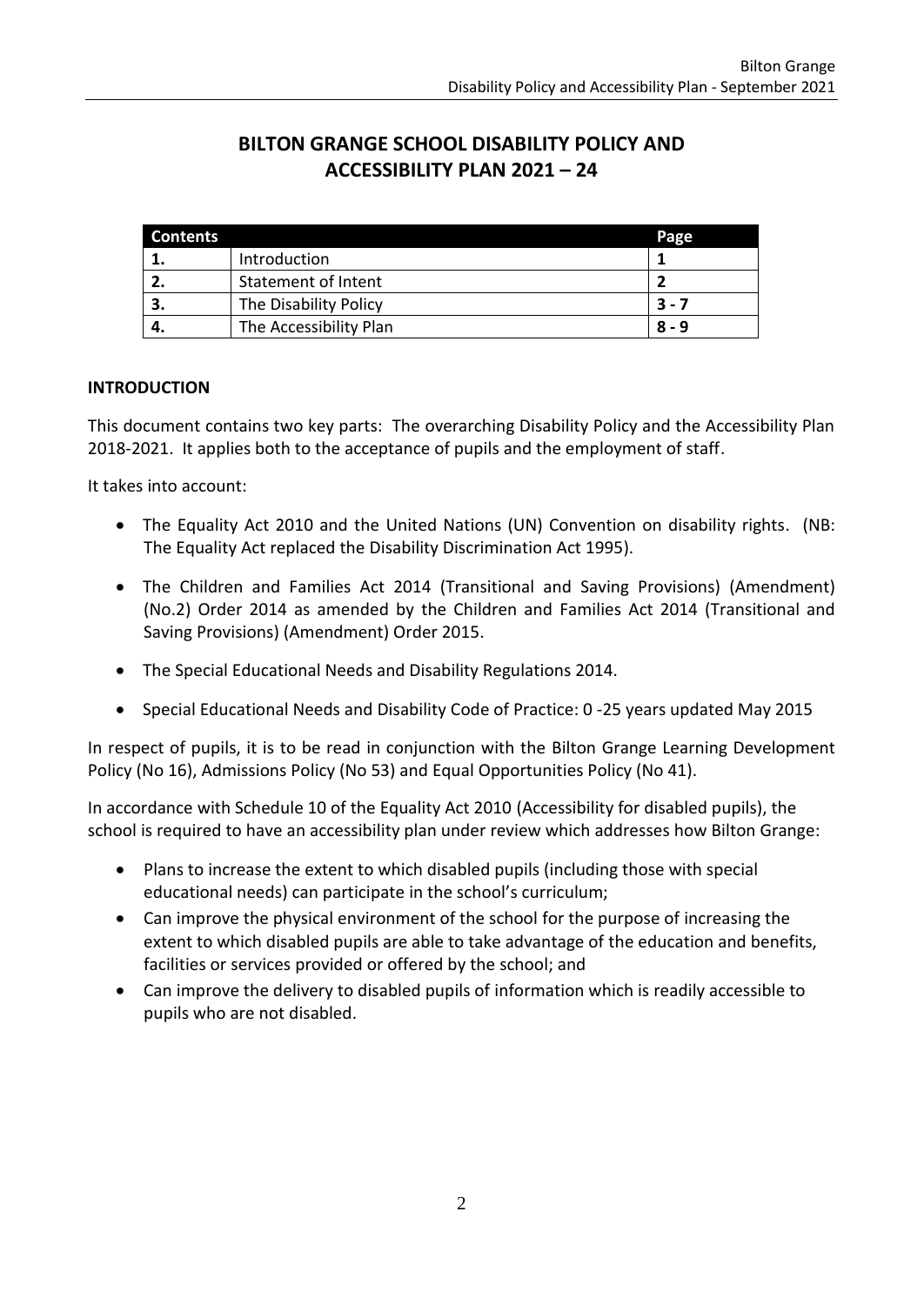# BILTON GRANGE SCHOOL DISABILITY POLICY AND ACCESSIBILITY PLAN 2021 – 24

| Contents | | Page |
|---|---|---|
| **1.** | Introduction | **1** |
| **2.** | Statement of Intent | **2** |
| **3.** | The Disability Policy | **3 - 7** |
| **4.** | The Accessibility Plan | **8 - 9** |

**INTRODUCTION**

This document contains two key parts: The overarching Disability Policy and the Accessibility Plan 2018-2021. It applies both to the acceptance of pupils and the employment of staff.

It takes into account:

- The Equality Act 2010 and the United Nations (UN) Convention on disability rights. (NB: The Equality Act replaced the Disability Discrimination Act 1995).
- The Children and Families Act 2014 (Transitional and Saving Provisions) (Amendment) (No.2) Order 2014 as amended by the Children and Families Act 2014 (Transitional and Saving Provisions) (Amendment) Order 2015.
- The Special Educational Needs and Disability Regulations 2014.
- Special Educational Needs and Disability Code of Practice: 0 -25 years updated May 2015

In respect of pupils, it is to be read in conjunction with the Bilton Grange Learning Development Policy (No 16), Admissions Policy (No 53) and Equal Opportunities Policy (No 41).

In accordance with Schedule 10 of the Equality Act 2010 (Accessibility for disabled pupils), the school is required to have an accessibility plan under review which addresses how Bilton Grange:

- Plans to increase the extent to which disabled pupils (including those with special educational needs) can participate in the school's curriculum;
- Can improve the physical environment of the school for the purpose of increasing the extent to which disabled pupils are able to take advantage of the education and benefits, facilities or services provided or offered by the school; and
- Can improve the delivery to disabled pupils of information which is readily accessible to pupils who are not disabled.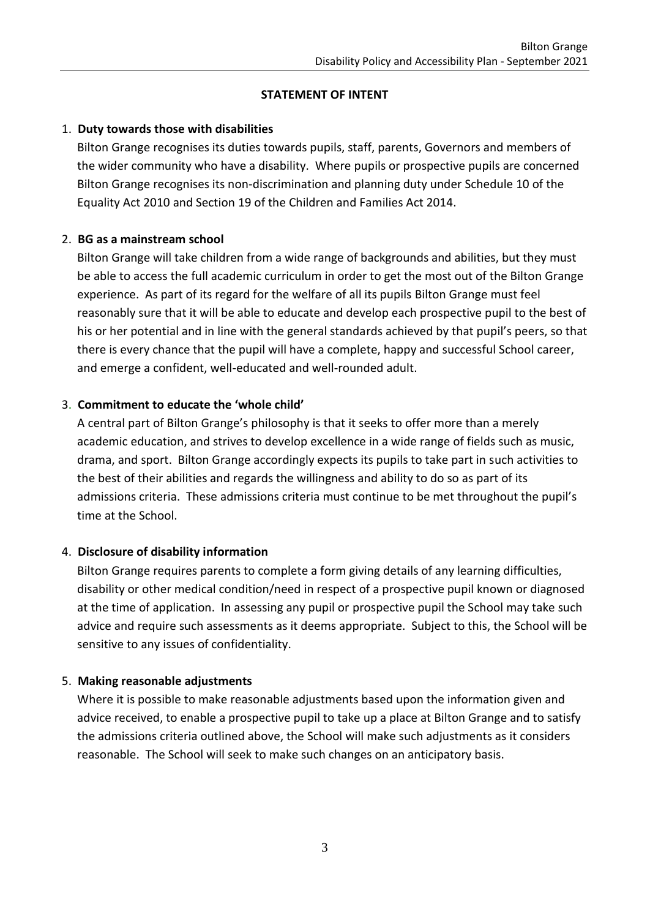## STATEMENT OF INTENT

1. **Duty towards those with disabilities**

   Bilton Grange recognises its duties towards pupils, staff, parents, Governors and members of the wider community who have a disability. Where pupils or prospective pupils are concerned Bilton Grange recognises its non-discrimination and planning duty under Schedule 10 of the Equality Act 2010 and Section 19 of the Children and Families Act 2014.

2. **BG as a mainstream school**

   Bilton Grange will take children from a wide range of backgrounds and abilities, but they must be able to access the full academic curriculum in order to get the most out of the Bilton Grange experience. As part of its regard for the welfare of all its pupils Bilton Grange must feel reasonably sure that it will be able to educate and develop each prospective pupil to the best of his or her potential and in line with the general standards achieved by that pupil's peers, so that there is every chance that the pupil will have a complete, happy and successful School career, and emerge a confident, well-educated and well-rounded adult.

3. **Commitment to educate the 'whole child'**

   A central part of Bilton Grange's philosophy is that it seeks to offer more than a merely academic education, and strives to develop excellence in a wide range of fields such as music, drama, and sport. Bilton Grange accordingly expects its pupils to take part in such activities to the best of their abilities and regards the willingness and ability to do so as part of its admissions criteria. These admissions criteria must continue to be met throughout the pupil's time at the School.

4. **Disclosure of disability information**

   Bilton Grange requires parents to complete a form giving details of any learning difficulties, disability or other medical condition/need in respect of a prospective pupil known or diagnosed at the time of application. In assessing any pupil or prospective pupil the School may take such advice and require such assessments as it deems appropriate. Subject to this, the School will be sensitive to any issues of confidentiality.

5. **Making reasonable adjustments**

   Where it is possible to make reasonable adjustments based upon the information given and advice received, to enable a prospective pupil to take up a place at Bilton Grange and to satisfy the admissions criteria outlined above, the School will make such adjustments as it considers reasonable. The School will seek to make such changes on an anticipatory basis.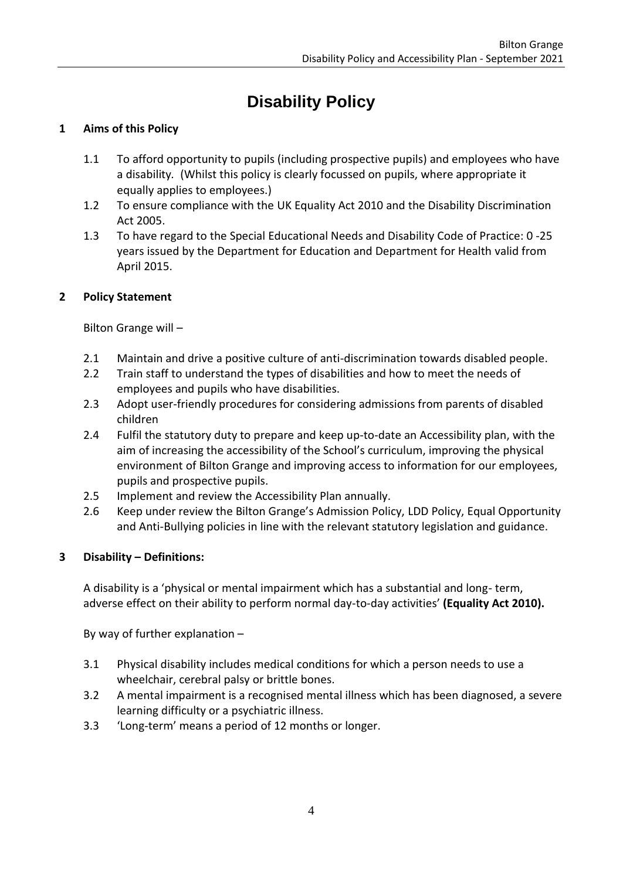# Disability Policy

## 1 Aims of this Policy

1.1 To afford opportunity to pupils (including prospective pupils) and employees who have a disability. (Whilst this policy is clearly focussed on pupils, where appropriate it equally applies to employees.)

1.2 To ensure compliance with the UK Equality Act 2010 and the Disability Discrimination Act 2005.

1.3 To have regard to the Special Educational Needs and Disability Code of Practice: 0 -25 years issued by the Department for Education and Department for Health valid from April 2015.

## 2 Policy Statement

Bilton Grange will –

2.1 Maintain and drive a positive culture of anti-discrimination towards disabled people.

2.2 Train staff to understand the types of disabilities and how to meet the needs of employees and pupils who have disabilities.

2.3 Adopt user-friendly procedures for considering admissions from parents of disabled children

2.4 Fulfil the statutory duty to prepare and keep up-to-date an Accessibility plan, with the aim of increasing the accessibility of the School's curriculum, improving the physical environment of Bilton Grange and improving access to information for our employees, pupils and prospective pupils.

2.5 Implement and review the Accessibility Plan annually.

2.6 Keep under review the Bilton Grange's Admission Policy, LDD Policy, Equal Opportunity and Anti-Bullying policies in line with the relevant statutory legislation and guidance.

## 3 Disability – Definitions:

A disability is a 'physical or mental impairment which has a substantial and long- term, adverse effect on their ability to perform normal day-to-day activities' **(Equality Act 2010).**

By way of further explanation –

3.1 Physical disability includes medical conditions for which a person needs to use a wheelchair, cerebral palsy or brittle bones.

3.2 A mental impairment is a recognised mental illness which has been diagnosed, a severe learning difficulty or a psychiatric illness.

3.3 'Long-term' means a period of 12 months or longer.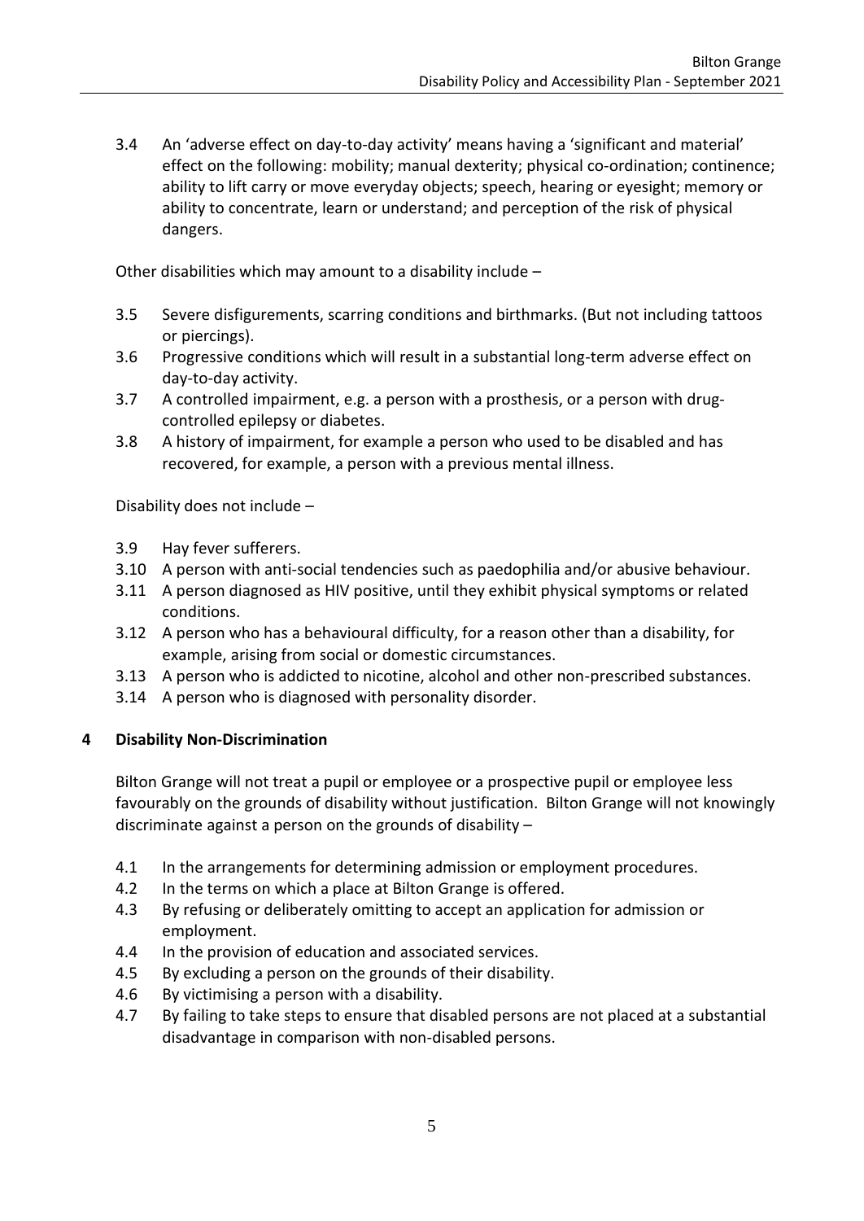3.4 An 'adverse effect on day-to-day activity' means having a 'significant and material' effect on the following: mobility; manual dexterity; physical co-ordination; continence; ability to lift carry or move everyday objects; speech, hearing or eyesight; memory or ability to concentrate, learn or understand; and perception of the risk of physical dangers.

Other disabilities which may amount to a disability include –

3.5 Severe disfigurements, scarring conditions and birthmarks. (But not including tattoos or piercings).

3.6 Progressive conditions which will result in a substantial long-term adverse effect on day-to-day activity.

3.7 A controlled impairment, e.g. a person with a prosthesis, or a person with drug-controlled epilepsy or diabetes.

3.8 A history of impairment, for example a person who used to be disabled and has recovered, for example, a person with a previous mental illness.

Disability does not include –

3.9 Hay fever sufferers.

3.10 A person with anti-social tendencies such as paedophilia and/or abusive behaviour.

3.11 A person diagnosed as HIV positive, until they exhibit physical symptoms or related conditions.

3.12 A person who has a behavioural difficulty, for a reason other than a disability, for example, arising from social or domestic circumstances.

3.13 A person who is addicted to nicotine, alcohol and other non-prescribed substances.

3.14 A person who is diagnosed with personality disorder.

## 4 Disability Non-Discrimination

Bilton Grange will not treat a pupil or employee or a prospective pupil or employee less favourably on the grounds of disability without justification. Bilton Grange will not knowingly discriminate against a person on the grounds of disability –

4.1 In the arrangements for determining admission or employment procedures.

4.2 In the terms on which a place at Bilton Grange is offered.

4.3 By refusing or deliberately omitting to accept an application for admission or employment.

4.4 In the provision of education and associated services.

4.5 By excluding a person on the grounds of their disability.

4.6 By victimising a person with a disability.

4.7 By failing to take steps to ensure that disabled persons are not placed at a substantial disadvantage in comparison with non-disabled persons.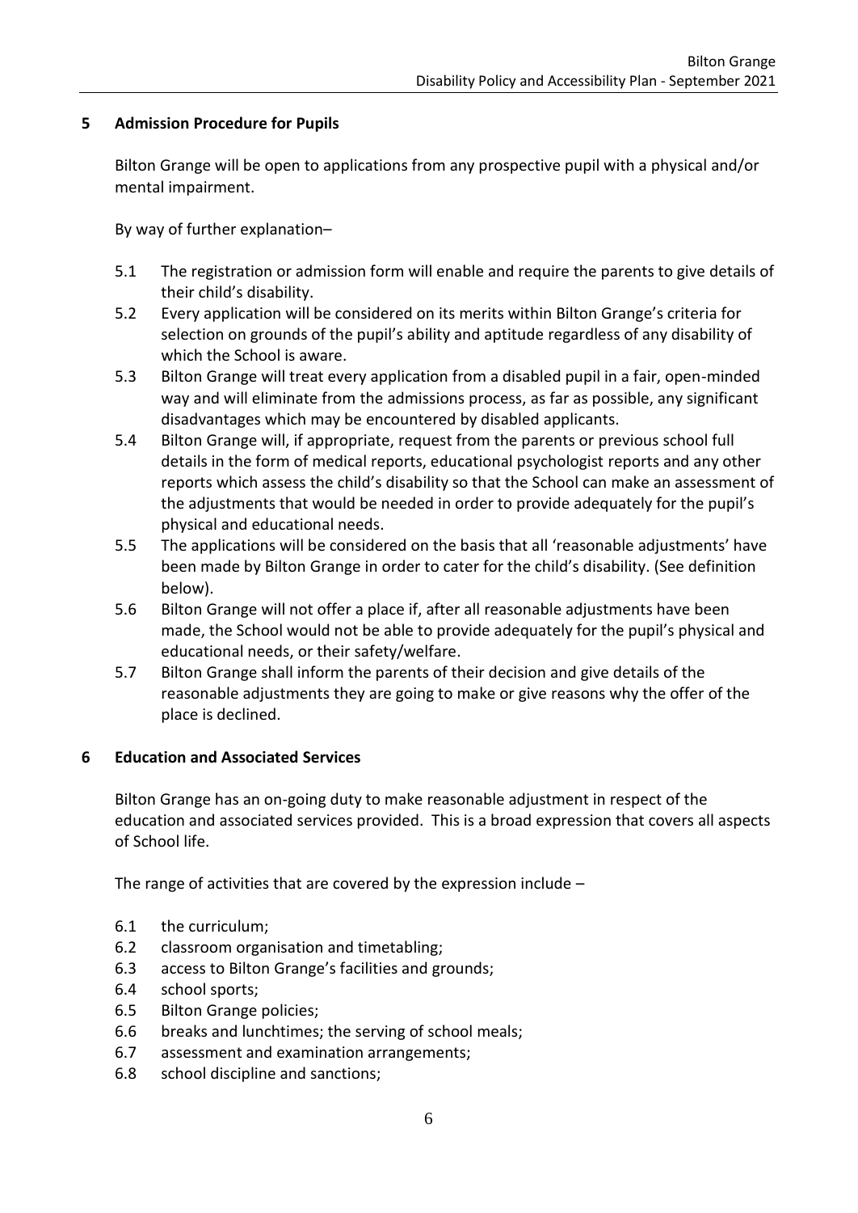## 5 Admission Procedure for Pupils

Bilton Grange will be open to applications from any prospective pupil with a physical and/or mental impairment.

By way of further explanation–

- 5.1 The registration or admission form will enable and require the parents to give details of their child's disability.
- 5.2 Every application will be considered on its merits within Bilton Grange's criteria for selection on grounds of the pupil's ability and aptitude regardless of any disability of which the School is aware.
- 5.3 Bilton Grange will treat every application from a disabled pupil in a fair, open-minded way and will eliminate from the admissions process, as far as possible, any significant disadvantages which may be encountered by disabled applicants.
- 5.4 Bilton Grange will, if appropriate, request from the parents or previous school full details in the form of medical reports, educational psychologist reports and any other reports which assess the child's disability so that the School can make an assessment of the adjustments that would be needed in order to provide adequately for the pupil's physical and educational needs.
- 5.5 The applications will be considered on the basis that all 'reasonable adjustments' have been made by Bilton Grange in order to cater for the child's disability. (See definition below).
- 5.6 Bilton Grange will not offer a place if, after all reasonable adjustments have been made, the School would not be able to provide adequately for the pupil's physical and educational needs, or their safety/welfare.
- 5.7 Bilton Grange shall inform the parents of their decision and give details of the reasonable adjustments they are going to make or give reasons why the offer of the place is declined.

## 6 Education and Associated Services

Bilton Grange has an on-going duty to make reasonable adjustment in respect of the education and associated services provided. This is a broad expression that covers all aspects of School life.

The range of activities that are covered by the expression include –

- 6.1 the curriculum;
- 6.2 classroom organisation and timetabling;
- 6.3 access to Bilton Grange's facilities and grounds;
- 6.4 school sports;
- 6.5 Bilton Grange policies;
- 6.6 breaks and lunchtimes; the serving of school meals;
- 6.7 assessment and examination arrangements;
- 6.8 school discipline and sanctions;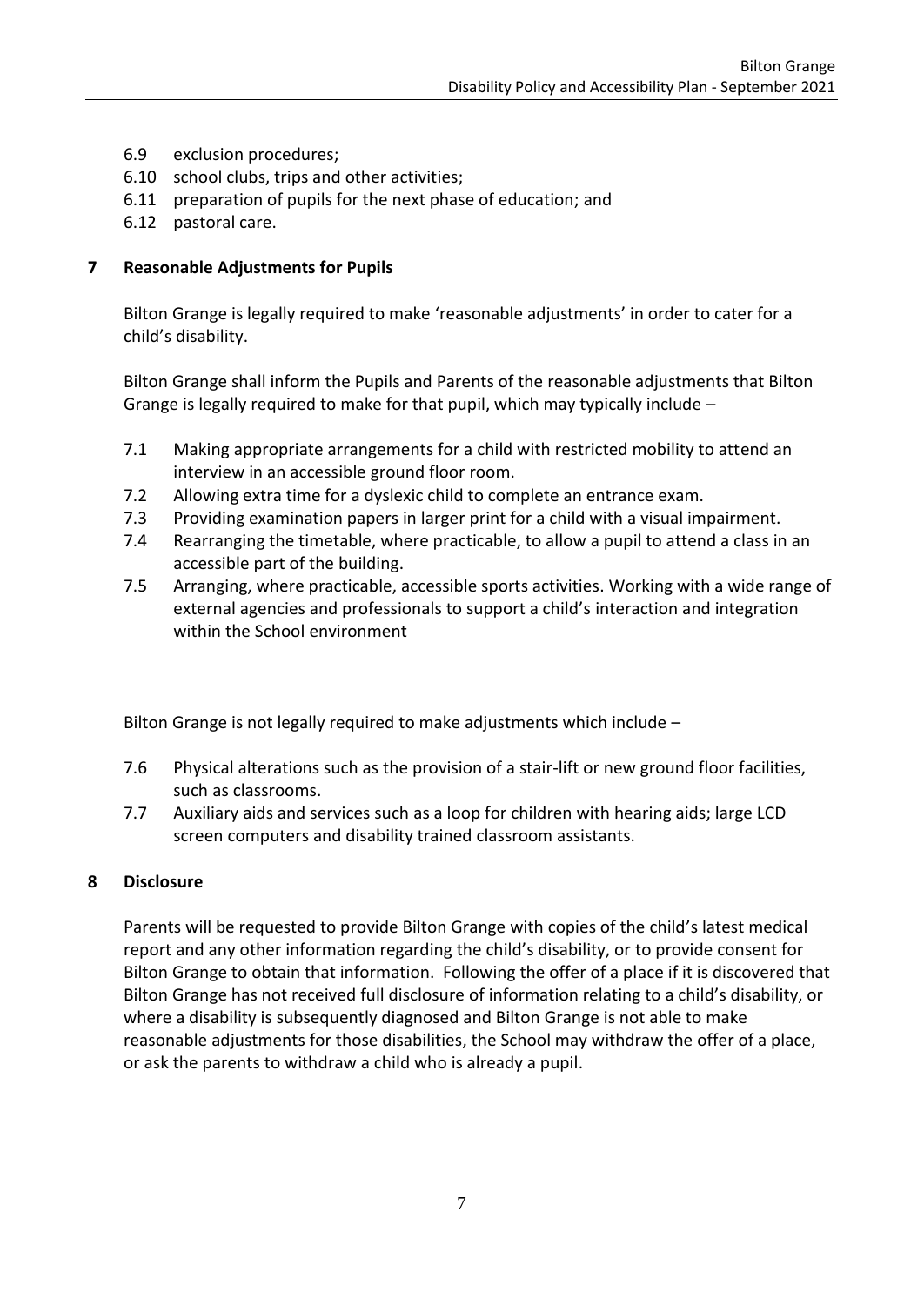6.9 exclusion procedures;

6.10 school clubs, trips and other activities;

6.11 preparation of pupils for the next phase of education; and

6.12 pastoral care.

## 7 Reasonable Adjustments for Pupils

Bilton Grange is legally required to make 'reasonable adjustments' in order to cater for a child's disability.

Bilton Grange shall inform the Pupils and Parents of the reasonable adjustments that Bilton Grange is legally required to make for that pupil, which may typically include –

7.1 Making appropriate arrangements for a child with restricted mobility to attend an interview in an accessible ground floor room.

7.2 Allowing extra time for a dyslexic child to complete an entrance exam.

7.3 Providing examination papers in larger print for a child with a visual impairment.

7.4 Rearranging the timetable, where practicable, to allow a pupil to attend a class in an accessible part of the building.

7.5 Arranging, where practicable, accessible sports activities. Working with a wide range of external agencies and professionals to support a child's interaction and integration within the School environment

Bilton Grange is not legally required to make adjustments which include –

7.6 Physical alterations such as the provision of a stair-lift or new ground floor facilities, such as classrooms.

7.7 Auxiliary aids and services such as a loop for children with hearing aids; large LCD screen computers and disability trained classroom assistants.

## 8 Disclosure

Parents will be requested to provide Bilton Grange with copies of the child's latest medical report and any other information regarding the child's disability, or to provide consent for Bilton Grange to obtain that information. Following the offer of a place if it is discovered that Bilton Grange has not received full disclosure of information relating to a child's disability, or where a disability is subsequently diagnosed and Bilton Grange is not able to make reasonable adjustments for those disabilities, the School may withdraw the offer of a place, or ask the parents to withdraw a child who is already a pupil.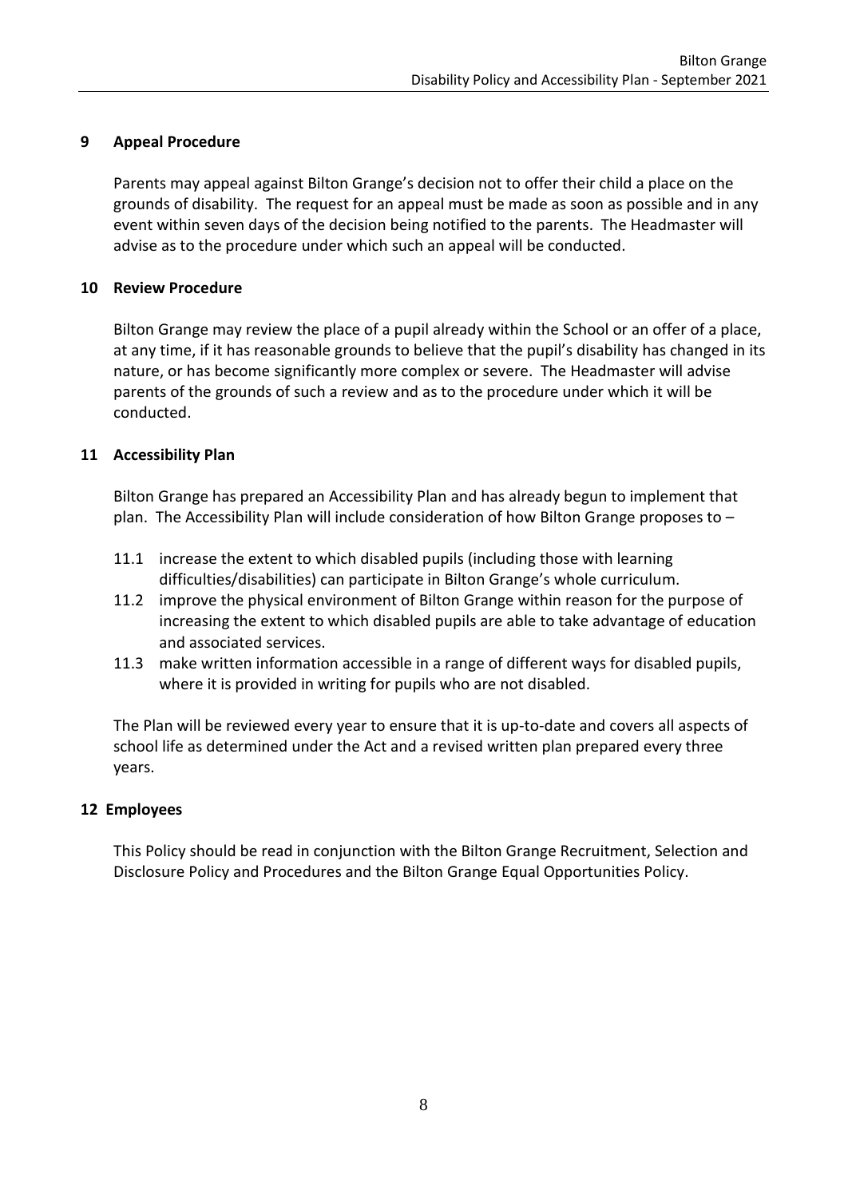## 9 Appeal Procedure

Parents may appeal against Bilton Grange's decision not to offer their child a place on the grounds of disability. The request for an appeal must be made as soon as possible and in any event within seven days of the decision being notified to the parents. The Headmaster will advise as to the procedure under which such an appeal will be conducted.

## 10 Review Procedure

Bilton Grange may review the place of a pupil already within the School or an offer of a place, at any time, if it has reasonable grounds to believe that the pupil's disability has changed in its nature, or has become significantly more complex or severe. The Headmaster will advise parents of the grounds of such a review and as to the procedure under which it will be conducted.

## 11 Accessibility Plan

Bilton Grange has prepared an Accessibility Plan and has already begun to implement that plan. The Accessibility Plan will include consideration of how Bilton Grange proposes to –

11.1 increase the extent to which disabled pupils (including those with learning difficulties/disabilities) can participate in Bilton Grange's whole curriculum.

11.2 improve the physical environment of Bilton Grange within reason for the purpose of increasing the extent to which disabled pupils are able to take advantage of education and associated services.

11.3 make written information accessible in a range of different ways for disabled pupils, where it is provided in writing for pupils who are not disabled.

The Plan will be reviewed every year to ensure that it is up-to-date and covers all aspects of school life as determined under the Act and a revised written plan prepared every three years.

## 12 Employees

This Policy should be read in conjunction with the Bilton Grange Recruitment, Selection and Disclosure Policy and Procedures and the Bilton Grange Equal Opportunities Policy.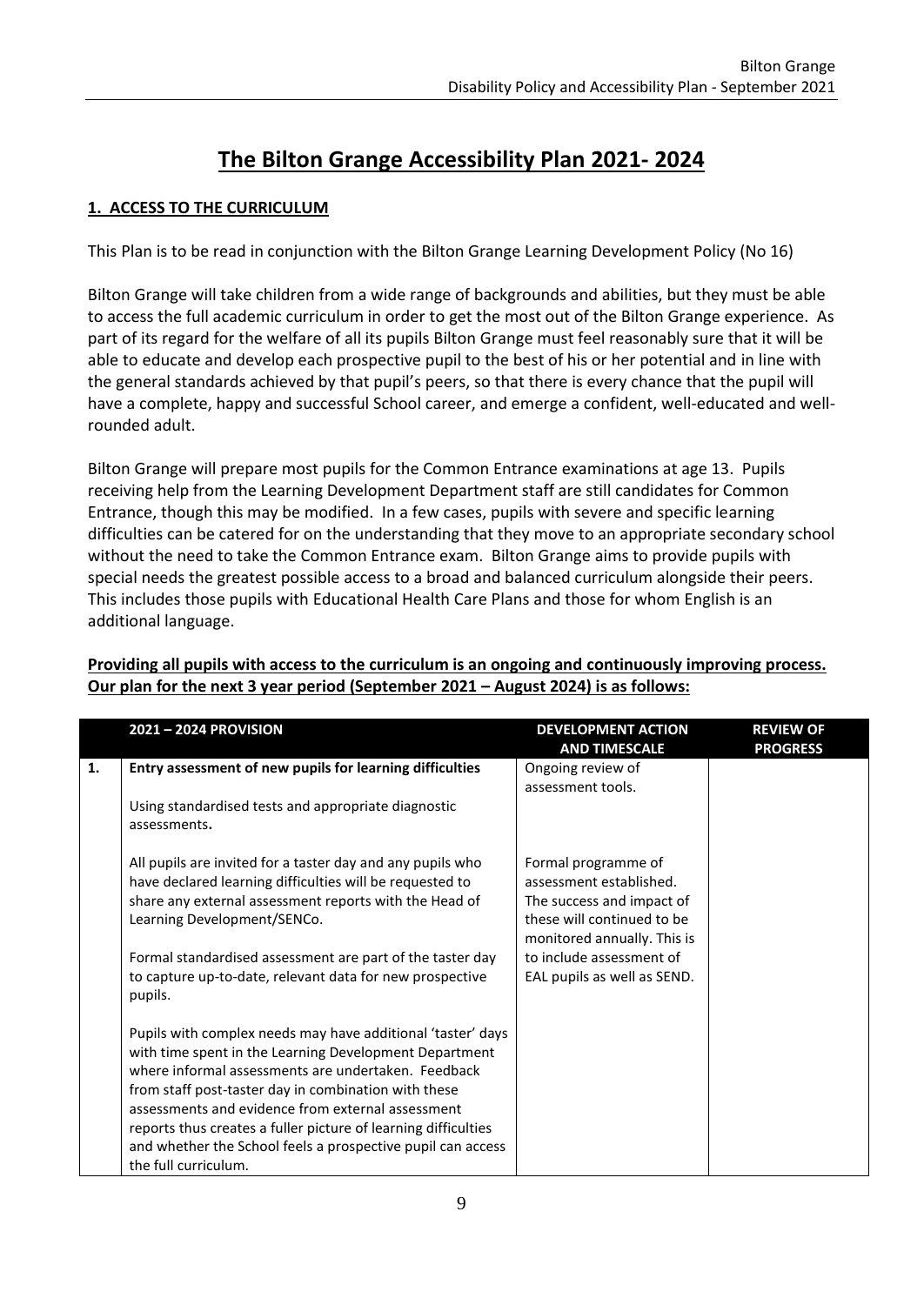# The Bilton Grange Accessibility Plan 2021- 2024

## 1. ACCESS TO THE CURRICULUM

This Plan is to be read in conjunction with the Bilton Grange Learning Development Policy (No 16)

Bilton Grange will take children from a wide range of backgrounds and abilities, but they must be able to access the full academic curriculum in order to get the most out of the Bilton Grange experience. As part of its regard for the welfare of all its pupils Bilton Grange must feel reasonably sure that it will be able to educate and develop each prospective pupil to the best of his or her potential and in line with the general standards achieved by that pupil's peers, so that there is every chance that the pupil will have a complete, happy and successful School career, and emerge a confident, well-educated and well-rounded adult.

Bilton Grange will prepare most pupils for the Common Entrance examinations at age 13. Pupils receiving help from the Learning Development Department staff are still candidates for Common Entrance, though this may be modified. In a few cases, pupils with severe and specific learning difficulties can be catered for on the understanding that they move to an appropriate secondary school without the need to take the Common Entrance exam. Bilton Grange aims to provide pupils with special needs the greatest possible access to a broad and balanced curriculum alongside their peers. This includes those pupils with Educational Health Care Plans and those for whom English is an additional language.

**Providing all pupils with access to the curriculum is an ongoing and continuously improving process. Our plan for the next 3 year period (September 2021 – August 2024) is as follows:**

| | 2021 – 2024 PROVISION | DEVELOPMENT ACTION AND TIMESCALE | REVIEW OF PROGRESS |
|---|---|---|---|
| 1. | **Entry assessment of new pupils for learning difficulties**<br><br>Using standardised tests and appropriate diagnostic assessments**.**<br><br>All pupils are invited for a taster day and any pupils who have declared learning difficulties will be requested to share any external assessment reports with the Head of Learning Development/SENCo.<br><br>Formal standardised assessment are part of the taster day to capture up-to-date, relevant data for new prospective pupils.<br><br>Pupils with complex needs may have additional 'taster' days with time spent in the Learning Development Department where informal assessments are undertaken. Feedback from staff post-taster day in combination with these assessments and evidence from external assessment reports thus creates a fuller picture of learning difficulties and whether the School feels a prospective pupil can access the full curriculum. | Ongoing review of assessment tools.<br><br>Formal programme of assessment established. The success and impact of these will continued to be monitored annually. This is to include assessment of EAL pupils as well as SEND. | |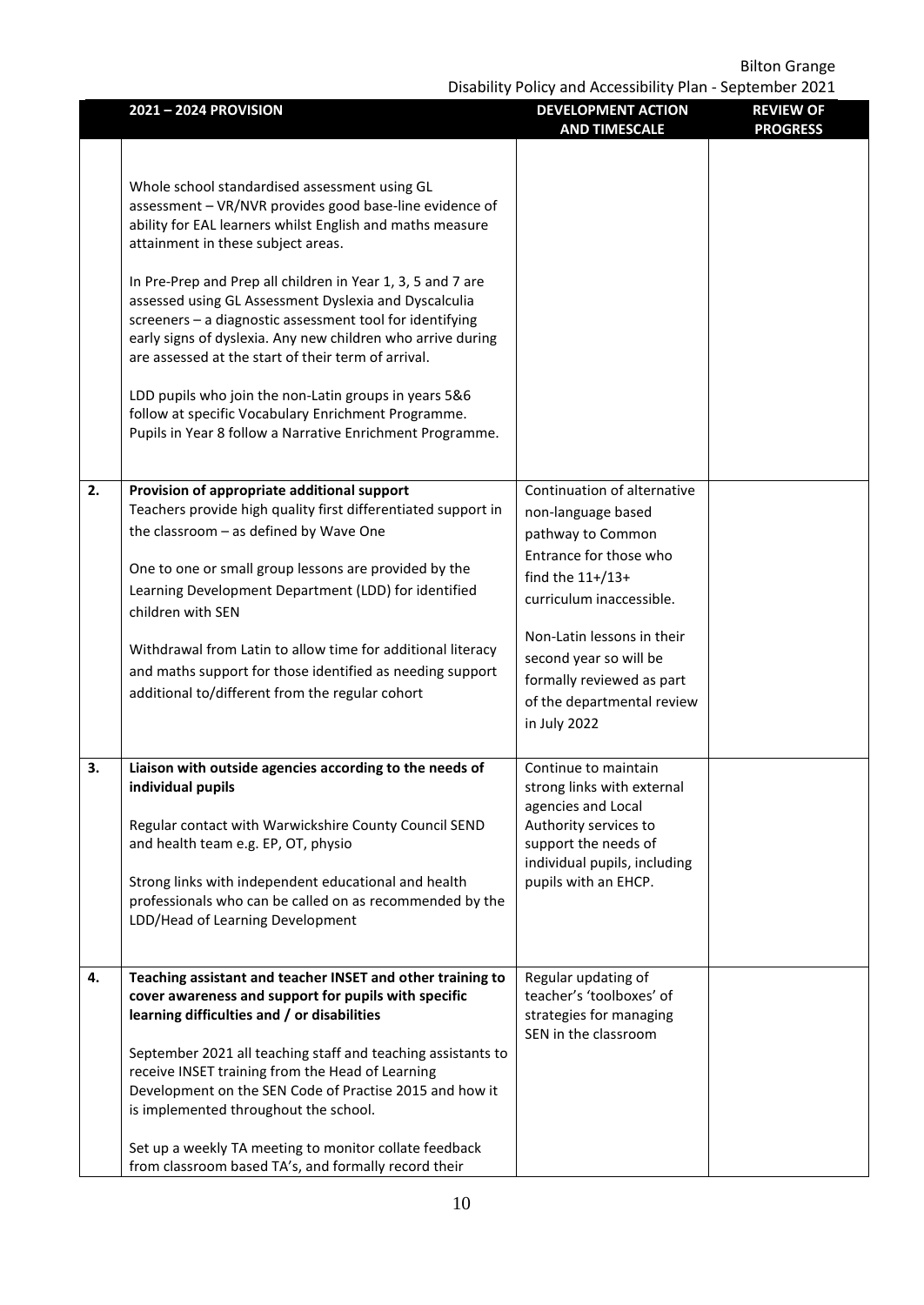| | 2021 – 2024 PROVISION | DEVELOPMENT ACTION AND TIMESCALE | REVIEW OF PROGRESS |
|---|---|---|---|
| | Whole school standardised assessment using GL assessment – VR/NVR provides good base-line evidence of ability for EAL learners whilst English and maths measure attainment in these subject areas.<br><br>In Pre-Prep and Prep all children in Year 1, 3, 5 and 7 are assessed using GL Assessment Dyslexia and Dyscalculia screeners – a diagnostic assessment tool for identifying early signs of dyslexia. Any new children who arrive during are assessed at the start of their term of arrival.<br><br>LDD pupils who join the non-Latin groups in years 5&6 follow at specific Vocabulary Enrichment Programme. Pupils in Year 8 follow a Narrative Enrichment Programme. | | |
| 2. | **Provision of appropriate additional support**<br>Teachers provide high quality first differentiated support in the classroom – as defined by Wave One<br><br>One to one or small group lessons are provided by the Learning Development Department (LDD) for identified children with SEN<br><br>Withdrawal from Latin to allow time for additional literacy and maths support for those identified as needing support additional to/different from the regular cohort | Continuation of alternative non-language based pathway to Common Entrance for those who find the 11+/13+ curriculum inaccessible.<br><br>Non-Latin lessons in their second year so will be formally reviewed as part of the departmental review in July 2022 | |
| 3. | **Liaison with outside agencies according to the needs of individual pupils**<br><br>Regular contact with Warwickshire County Council SEND and health team e.g. EP, OT, physio<br><br>Strong links with independent educational and health professionals who can be called on as recommended by the LDD/Head of Learning Development | Continue to maintain strong links with external agencies and Local Authority services to support the needs of individual pupils, including pupils with an EHCP. | |
| 4. | **Teaching assistant and teacher INSET and other training to cover awareness and support for pupils with specific learning difficulties and / or disabilities**<br><br>September 2021 all teaching staff and teaching assistants to receive INSET training from the Head of Learning Development on the SEN Code of Practise 2015 and how it is implemented throughout the school.<br><br>Set up a weekly TA meeting to monitor collate feedback from classroom based TA's, and formally record their | Regular updating of teacher's 'toolboxes' of strategies for managing SEN in the classroom | |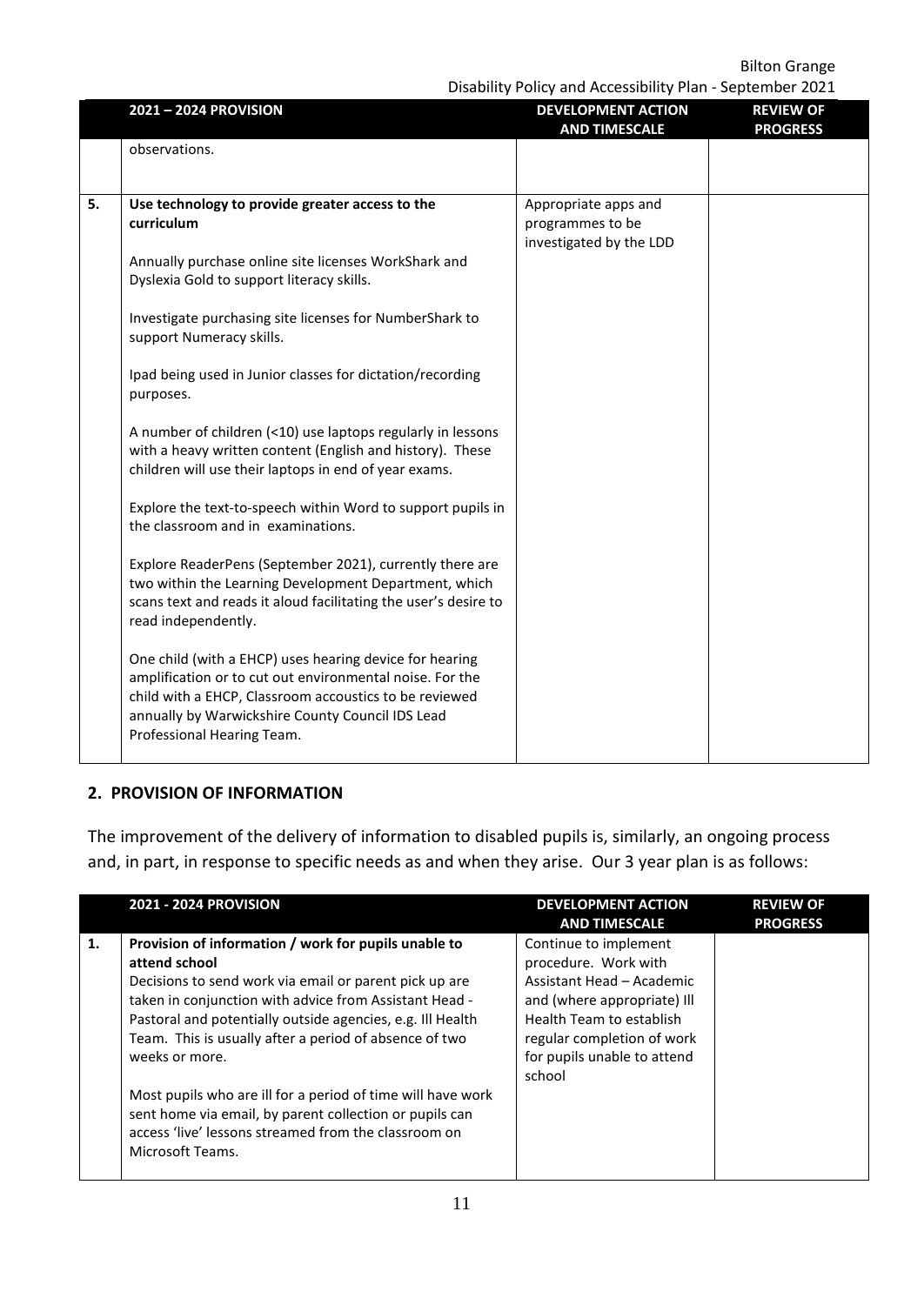| | 2021 – 2024 PROVISION | DEVELOPMENT ACTION AND TIMESCALE | REVIEW OF PROGRESS |
|---|---|---|---|
| | observations. | | |
| 5. | **Use technology to provide greater access to the curriculum**<br><br>Annually purchase online site licenses WorkShark and Dyslexia Gold to support literacy skills.<br><br>Investigate purchasing site licenses for NumberShark to support Numeracy skills.<br><br>Ipad being used in Junior classes for dictation/recording purposes.<br><br>A number of children (<10) use laptops regularly in lessons with a heavy written content (English and history). These children will use their laptops in end of year exams.<br><br>Explore the text-to-speech within Word to support pupils in the classroom and in examinations.<br><br>Explore ReaderPens (September 2021), currently there are two within the Learning Development Department, which scans text and reads it aloud facilitating the user's desire to read independently.<br><br>One child (with a EHCP) uses hearing device for hearing amplification or to cut out environmental noise. For the child with a EHCP, Classroom accoustics to be reviewed annually by Warwickshire County Council IDS Lead Professional Hearing Team. | Appropriate apps and programmes to be investigated by the LDD | |

## 2. PROVISION OF INFORMATION

The improvement of the delivery of information to disabled pupils is, similarly, an ongoing process and, in part, in response to specific needs as and when they arise. Our 3 year plan is as follows:

| | 2021 - 2024 PROVISION | DEVELOPMENT ACTION AND TIMESCALE | REVIEW OF PROGRESS |
|---|---|---|---|
| 1. | **Provision of information / work for pupils unable to attend school**<br>Decisions to send work via email or parent pick up are taken in conjunction with advice from Assistant Head - Pastoral and potentially outside agencies, e.g. Ill Health Team. This is usually after a period of absence of two weeks or more.<br><br>Most pupils who are ill for a period of time will have work sent home via email, by parent collection or pupils can access 'live' lessons streamed from the classroom on Microsoft Teams. | Continue to implement procedure. Work with Assistant Head – Academic and (where appropriate) Ill Health Team to establish regular completion of work for pupils unable to attend school | |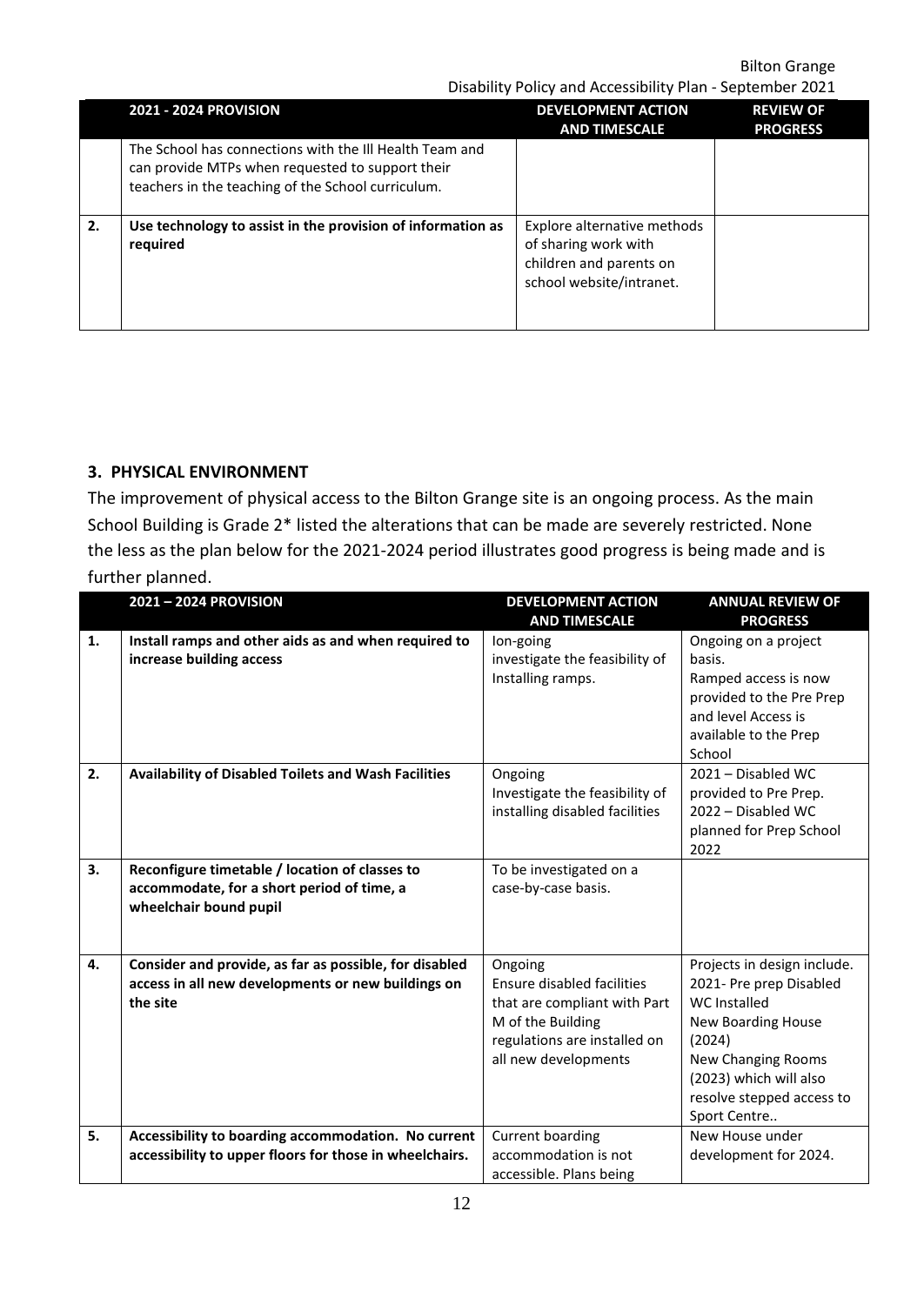| | 2021 - 2024 PROVISION | DEVELOPMENT ACTION AND TIMESCALE | REVIEW OF PROGRESS |
|---|---|---|---|
| | The School has connections with the Ill Health Team and can provide MTPs when requested to support their teachers in the teaching of the School curriculum. | | |
| 2. | **Use technology to assist in the provision of information as required** | Explore alternative methods of sharing work with children and parents on school website/intranet. | |

### 3. PHYSICAL ENVIRONMENT

The improvement of physical access to the Bilton Grange site is an ongoing process. As the main School Building is Grade 2* listed the alterations that can be made are severely restricted. None the less as the plan below for the 2021-2024 period illustrates good progress is being made and is further planned.

| | 2021 – 2024 PROVISION | DEVELOPMENT ACTION AND TIMESCALE | ANNUAL REVIEW OF PROGRESS |
|---|---|---|---|
| 1. | **Install ramps and other aids as and when required to increase building access** | Ion-going investigate the feasibility of Installing ramps. | Ongoing on a project basis. Ramped access is now provided to the Pre Prep and level Access is available to the Prep School |
| 2. | **Availability of Disabled Toilets and Wash Facilities** | Ongoing Investigate the feasibility of installing disabled facilities | 2021 – Disabled WC provided to Pre Prep. 2022 – Disabled WC planned for Prep School 2022 |
| 3. | **Reconfigure timetable / location of classes to accommodate, for a short period of time, a wheelchair bound pupil** | To be investigated on a case-by-case basis. | |
| 4. | **Consider and provide, as far as possible, for disabled access in all new developments or new buildings on the site** | Ongoing Ensure disabled facilities that are compliant with Part M of the Building regulations are installed on all new developments | Projects in design include. 2021- Pre prep Disabled WC Installed New Boarding House (2024) New Changing Rooms (2023) which will also resolve stepped access to Sport Centre.. |
| 5. | **Accessibility to boarding accommodation. No current accessibility to upper floors for those in wheelchairs.** | Current boarding accommodation is not accessible. Plans being | New House under development for 2024. |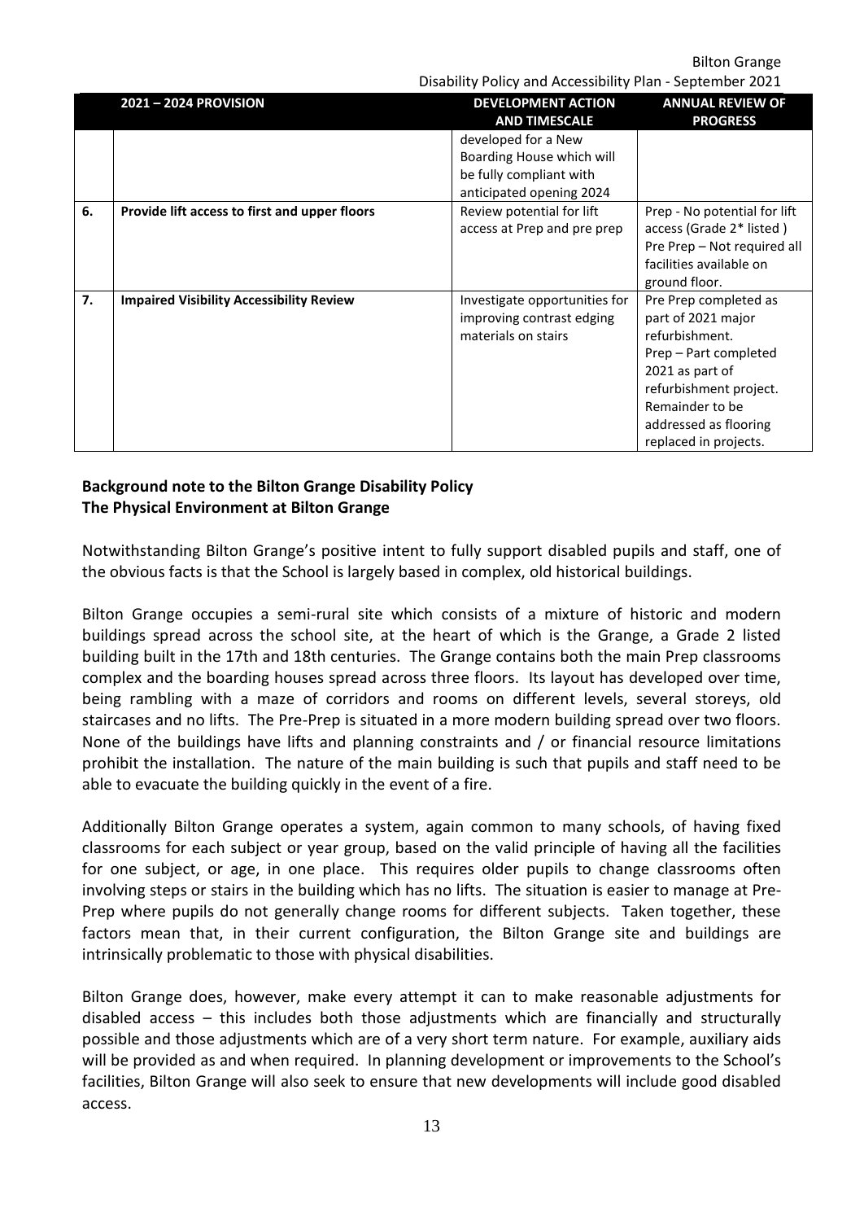| | 2021 – 2024 PROVISION | DEVELOPMENT ACTION AND TIMESCALE | ANNUAL REVIEW OF PROGRESS |
|---|---|---|---|
| | | developed for a New Boarding House which will be fully compliant with anticipated opening 2024 | |
| 6. | **Provide lift access to first and upper floors** | Review potential for lift access at Prep and pre prep | Prep - No potential for lift access (Grade 2* listed ) Pre Prep – Not required all facilities available on ground floor. |
| 7. | **Impaired Visibility Accessibility Review** | Investigate opportunities for improving contrast edging materials on stairs | Pre Prep completed as part of 2021 major refurbishment. Prep – Part completed 2021 as part of refurbishment project. Remainder to be addressed as flooring replaced in projects. |

**Background note to the Bilton Grange Disability Policy**
**The Physical Environment at Bilton Grange**

Notwithstanding Bilton Grange's positive intent to fully support disabled pupils and staff, one of the obvious facts is that the School is largely based in complex, old historical buildings.

Bilton Grange occupies a semi-rural site which consists of a mixture of historic and modern buildings spread across the school site, at the heart of which is the Grange, a Grade 2 listed building built in the 17th and 18th centuries. The Grange contains both the main Prep classrooms complex and the boarding houses spread across three floors. Its layout has developed over time, being rambling with a maze of corridors and rooms on different levels, several storeys, old staircases and no lifts. The Pre-Prep is situated in a more modern building spread over two floors. None of the buildings have lifts and planning constraints and / or financial resource limitations prohibit the installation. The nature of the main building is such that pupils and staff need to be able to evacuate the building quickly in the event of a fire.

Additionally Bilton Grange operates a system, again common to many schools, of having fixed classrooms for each subject or year group, based on the valid principle of having all the facilities for one subject, or age, in one place. This requires older pupils to change classrooms often involving steps or stairs in the building which has no lifts. The situation is easier to manage at Pre-Prep where pupils do not generally change rooms for different subjects. Taken together, these factors mean that, in their current configuration, the Bilton Grange site and buildings are intrinsically problematic to those with physical disabilities.

Bilton Grange does, however, make every attempt it can to make reasonable adjustments for disabled access – this includes both those adjustments which are financially and structurally possible and those adjustments which are of a very short term nature. For example, auxiliary aids will be provided as and when required. In planning development or improvements to the School's facilities, Bilton Grange will also seek to ensure that new developments will include good disabled access.